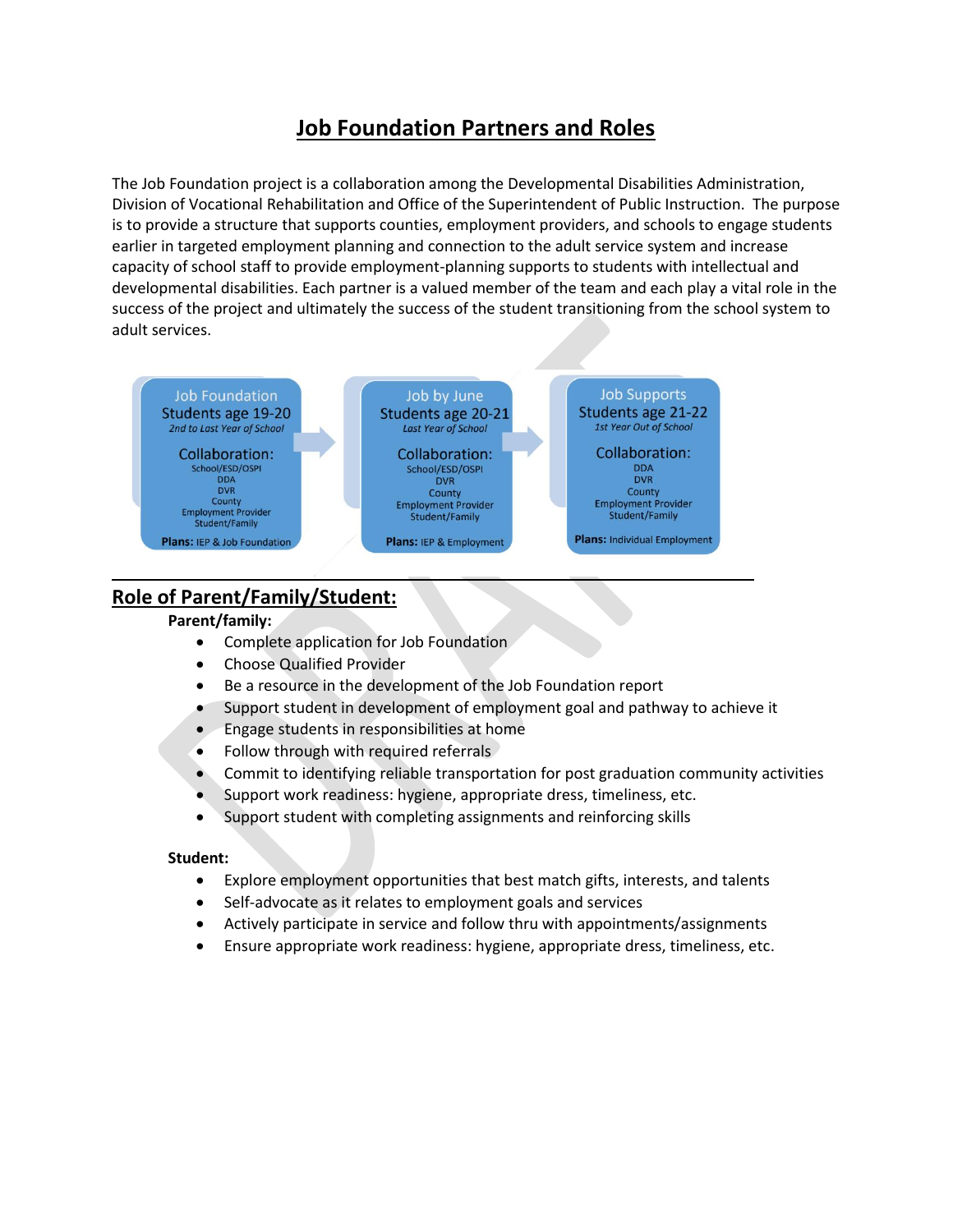# Job Foundation Partners and Roles

The Job Foundation project is a collaboration among the Developmental Disabilities Administration, Division of Vocational Rehabilitation and Office of the Superintendent of Public Instruction. The purpose is to provide a structure that supports counties, employment providers, and schools to engage students earlier in targeted employment planning and connection to the adult service system and increase capacity of school staff to provide employment-planning supports to students with intellectual and developmental disabilities. Each partner is a valued member of the team and each play a vital role in the success of the project and ultimately the success of the student transitioning from the school system to adult services.

| Job Foundation | Job by June | Job Supports |
|---|---|---|
| Students age 19-20 | Students age 20-21 | Students age 21-22 |
| *2nd to Last Year of School* | *Last Year of School* | *1st Year Out of School* |
| Collaboration: School/ESD/OSPI, DDA, DVR, County, Employment Provider, Student/Family | Collaboration: School/ESD/OSPI, DVR, County, Employment Provider, Student/Family | Collaboration: DDA, DVR, County, Employment Provider, Student/Family |
| **Plans:** IEP & Job Foundation | **Plans:** IEP & Employment | **Plans:** Individual Employment |

## Role of Parent/Family/Student:

**Parent/family:**

- Complete application for Job Foundation
- Choose Qualified Provider
- Be a resource in the development of the Job Foundation report
- Support student in development of employment goal and pathway to achieve it
- Engage students in responsibilities at home
- Follow through with required referrals
- Commit to identifying reliable transportation for post graduation community activities
- Support work readiness: hygiene, appropriate dress, timeliness, etc.
- Support student with completing assignments and reinforcing skills

**Student:**

- Explore employment opportunities that best match gifts, interests, and talents
- Self-advocate as it relates to employment goals and services
- Actively participate in service and follow thru with appointments/assignments
- Ensure appropriate work readiness: hygiene, appropriate dress, timeliness, etc.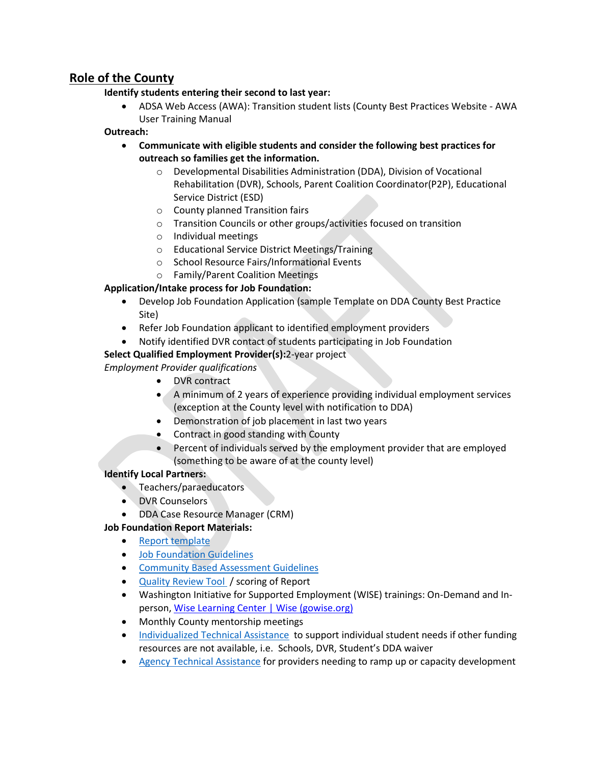## Role of the County

**Identify students entering their second to last year:**

- ADSA Web Access (AWA): Transition student lists (County Best Practices Website - AWA User Training Manual

**Outreach:**

- **Communicate with eligible students and consider the following best practices for outreach so families get the information.**
  - Developmental Disabilities Administration (DDA), Division of Vocational Rehabilitation (DVR), Schools, Parent Coalition Coordinator(P2P), Educational Service District (ESD)
  - County planned Transition fairs
  - Transition Councils or other groups/activities focused on transition
  - Individual meetings
  - Educational Service District Meetings/Training
  - School Resource Fairs/Informational Events
  - Family/Parent Coalition Meetings

**Application/Intake process for Job Foundation:**

- Develop Job Foundation Application (sample Template on DDA County Best Practice Site)
- Refer Job Foundation applicant to identified employment providers
- Notify identified DVR contact of students participating in Job Foundation

**Select Qualified Employment Provider(s):**2-year project

*Employment Provider qualifications*

- DVR contract
- A minimum of 2 years of experience providing individual employment services (exception at the County level with notification to DDA)
- Demonstration of job placement in last two years
- Contract in good standing with County
- Percent of individuals served by the employment provider that are employed (something to be aware of at the county level)

**Identify Local Partners:**

- Teachers/paraeducators
- DVR Counselors
- DDA Case Resource Manager (CRM)

**Job Foundation Report Materials:**

- Report template
- Job Foundation Guidelines
- Community Based Assessment Guidelines
- Quality Review Tool / scoring of Report
- Washington Initiative for Supported Employment (WISE) trainings: On-Demand and In-person, Wise Learning Center | Wise (gowise.org)
- Monthly County mentorship meetings
- Individualized Technical Assistance to support individual student needs if other funding resources are not available, i.e. Schools, DVR, Student's DDA waiver
- Agency Technical Assistance for providers needing to ramp up or capacity development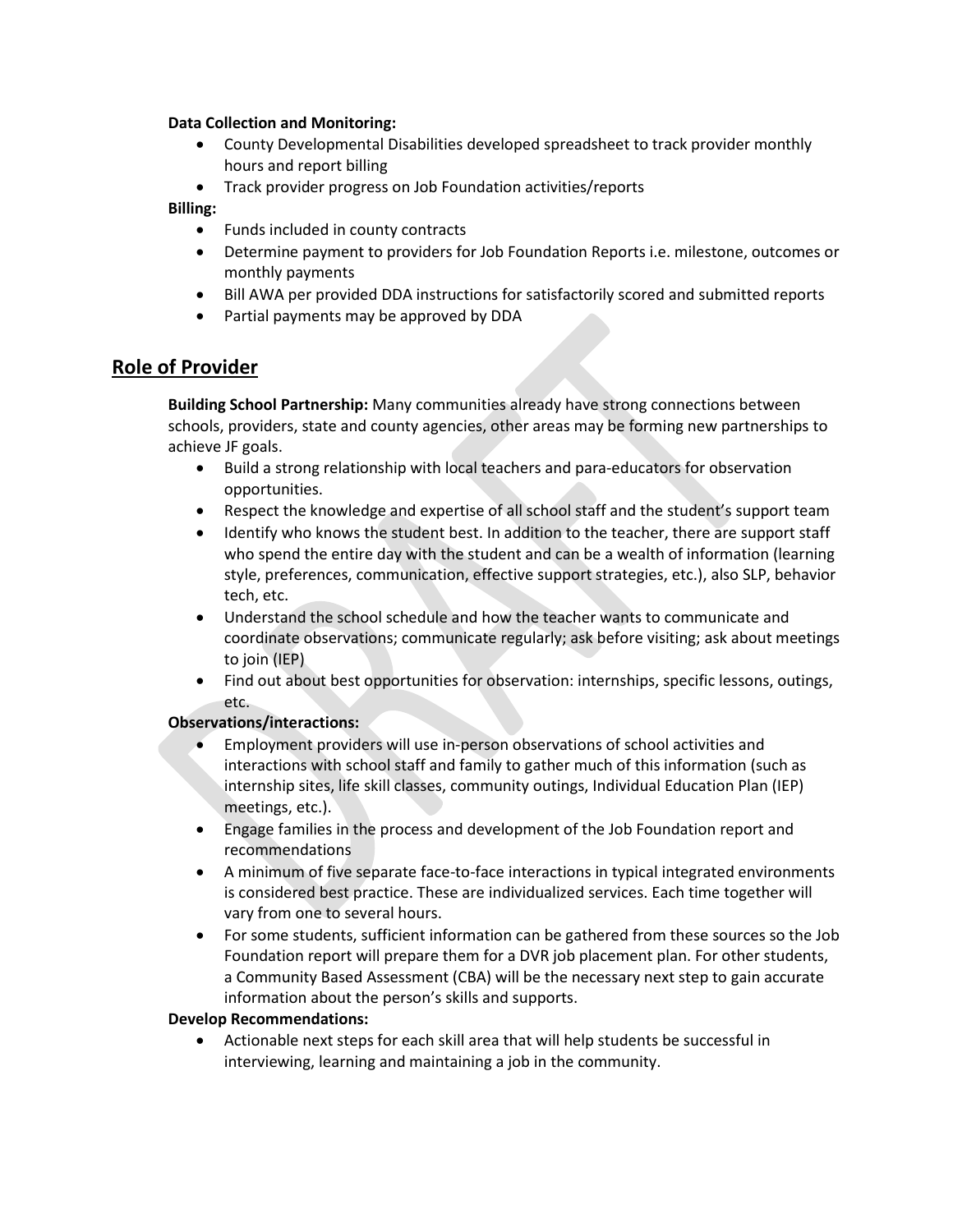**Data Collection and Monitoring:**

- County Developmental Disabilities developed spreadsheet to track provider monthly hours and report billing
- Track provider progress on Job Foundation activities/reports

**Billing:**

- Funds included in county contracts
- Determine payment to providers for Job Foundation Reports i.e. milestone, outcomes or monthly payments
- Bill AWA per provided DDA instructions for satisfactorily scored and submitted reports
- Partial payments may be approved by DDA

## Role of Provider

**Building School Partnership:** Many communities already have strong connections between schools, providers, state and county agencies, other areas may be forming new partnerships to achieve JF goals.

- Build a strong relationship with local teachers and para-educators for observation opportunities.
- Respect the knowledge and expertise of all school staff and the student's support team
- Identify who knows the student best. In addition to the teacher, there are support staff who spend the entire day with the student and can be a wealth of information (learning style, preferences, communication, effective support strategies, etc.), also SLP, behavior tech, etc.
- Understand the school schedule and how the teacher wants to communicate and coordinate observations; communicate regularly; ask before visiting; ask about meetings to join (IEP)
- Find out about best opportunities for observation: internships, specific lessons, outings, etc.

**Observations/interactions:**

- Employment providers will use in-person observations of school activities and interactions with school staff and family to gather much of this information (such as internship sites, life skill classes, community outings, Individual Education Plan (IEP) meetings, etc.).
- Engage families in the process and development of the Job Foundation report and recommendations
- A minimum of five separate face-to-face interactions in typical integrated environments is considered best practice. These are individualized services. Each time together will vary from one to several hours.
- For some students, sufficient information can be gathered from these sources so the Job Foundation report will prepare them for a DVR job placement plan. For other students, a Community Based Assessment (CBA) will be the necessary next step to gain accurate information about the person's skills and supports.

**Develop Recommendations:**

- Actionable next steps for each skill area that will help students be successful in interviewing, learning and maintaining a job in the community.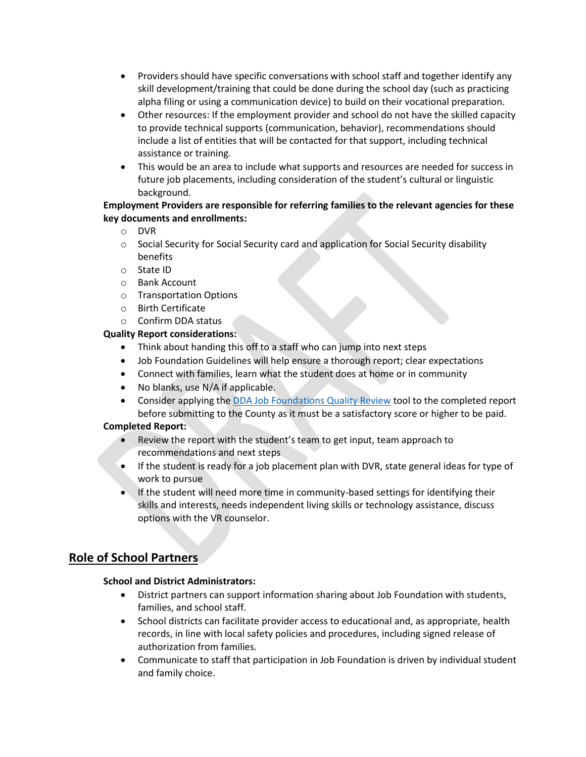- Providers should have specific conversations with school staff and together identify any skill development/training that could be done during the school day (such as practicing alpha filing or using a communication device) to build on their vocational preparation.
- Other resources: If the employment provider and school do not have the skilled capacity to provide technical supports (communication, behavior), recommendations should include a list of entities that will be contacted for that support, including technical assistance or training.
- This would be an area to include what supports and resources are needed for success in future job placements, including consideration of the student's cultural or linguistic background.

**Employment Providers are responsible for referring families to the relevant agencies for these key documents and enrollments:**

- DVR
- Social Security for Social Security card and application for Social Security disability benefits
- State ID
- Bank Account
- Transportation Options
- Birth Certificate
- Confirm DDA status

**Quality Report considerations:**

- Think about handing this off to a staff who can jump into next steps
- Job Foundation Guidelines will help ensure a thorough report; clear expectations
- Connect with families, learn what the student does at home or in community
- No blanks, use N/A if applicable.
- Consider applying the [DDA Job Foundations Quality Review]() tool to the completed report before submitting to the County as it must be a satisfactory score or higher to be paid.

**Completed Report:**

- Review the report with the student's team to get input, team approach to recommendations and next steps
- If the student is ready for a job placement plan with DVR, state general ideas for type of work to pursue
- If the student will need more time in community-based settings for identifying their skills and interests, needs independent living skills or technology assistance, discuss options with the VR counselor.

## Role of School Partners

**School and District Administrators:**

- District partners can support information sharing about Job Foundation with students, families, and school staff.
- School districts can facilitate provider access to educational and, as appropriate, health records, in line with local safety policies and procedures, including signed release of authorization from families.
- Communicate to staff that participation in Job Foundation is driven by individual student and family choice.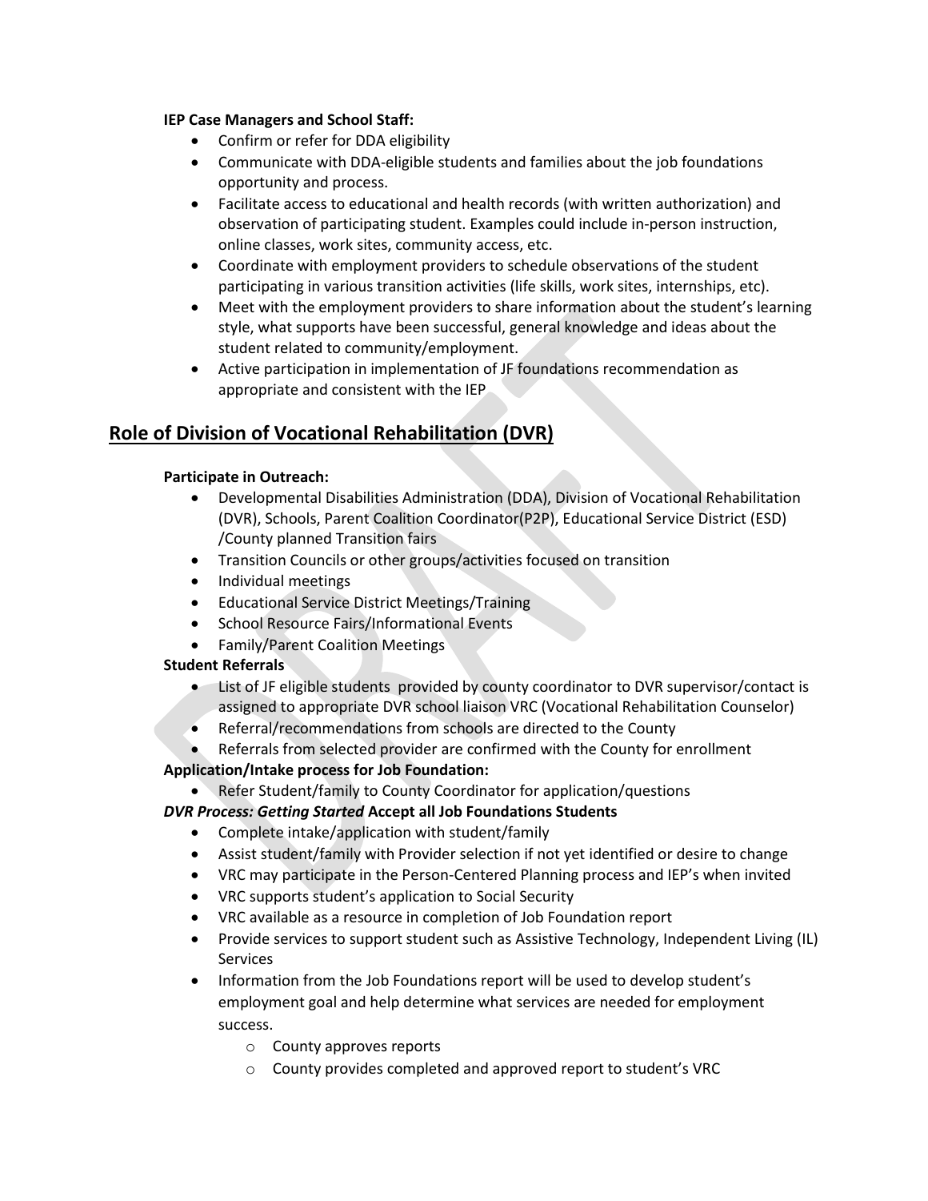**IEP Case Managers and School Staff:**

- Confirm or refer for DDA eligibility
- Communicate with DDA-eligible students and families about the job foundations opportunity and process.
- Facilitate access to educational and health records (with written authorization) and observation of participating student. Examples could include in-person instruction, online classes, work sites, community access, etc.
- Coordinate with employment providers to schedule observations of the student participating in various transition activities (life skills, work sites, internships, etc).
- Meet with the employment providers to share information about the student's learning style, what supports have been successful, general knowledge and ideas about the student related to community/employment.
- Active participation in implementation of JF foundations recommendation as appropriate and consistent with the IEP

## Role of Division of Vocational Rehabilitation (DVR)

**Participate in Outreach:**

- Developmental Disabilities Administration (DDA), Division of Vocational Rehabilitation (DVR), Schools, Parent Coalition Coordinator(P2P), Educational Service District (ESD) /County planned Transition fairs
- Transition Councils or other groups/activities focused on transition
- Individual meetings
- Educational Service District Meetings/Training
- School Resource Fairs/Informational Events
- Family/Parent Coalition Meetings

**Student Referrals**

- List of JF eligible students provided by county coordinator to DVR supervisor/contact is assigned to appropriate DVR school liaison VRC (Vocational Rehabilitation Counselor)
- Referral/recommendations from schools are directed to the County
- Referrals from selected provider are confirmed with the County for enrollment

**Application/Intake process for Job Foundation:**

- Refer Student/family to County Coordinator for application/questions

***DVR Process: Getting Started*** **Accept all Job Foundations Students**

- Complete intake/application with student/family
- Assist student/family with Provider selection if not yet identified or desire to change
- VRC may participate in the Person-Centered Planning process and IEP's when invited
- VRC supports student's application to Social Security
- VRC available as a resource in completion of Job Foundation report
- Provide services to support student such as Assistive Technology, Independent Living (IL) Services
- Information from the Job Foundations report will be used to develop student's employment goal and help determine what services are needed for employment success.
  - County approves reports
  - County provides completed and approved report to student's VRC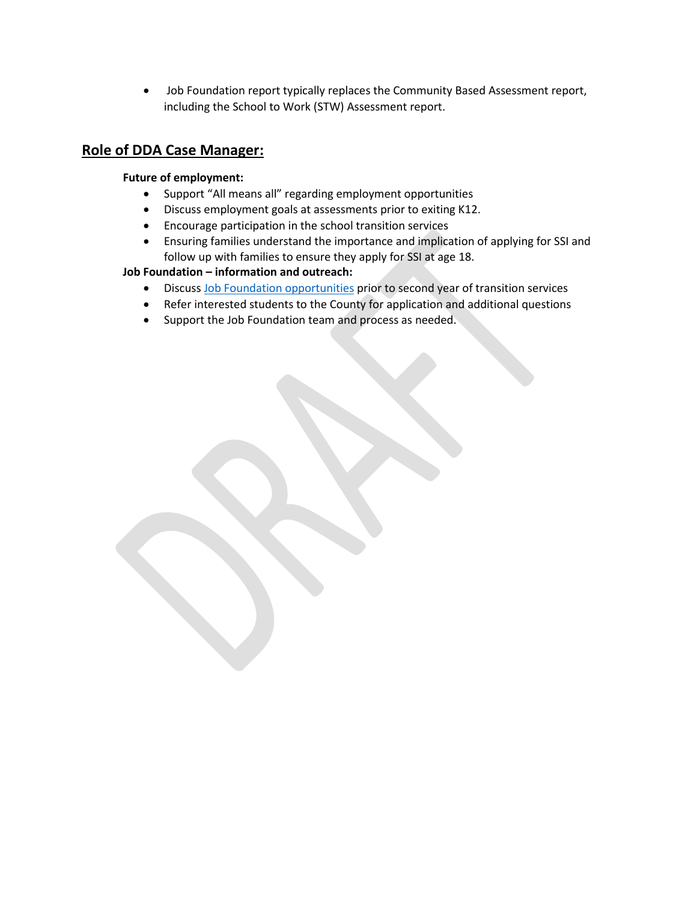- Job Foundation report typically replaces the Community Based Assessment report, including the School to Work (STW) Assessment report.

## Role of DDA Case Manager:

**Future of employment:**

- Support "All means all" regarding employment opportunities
- Discuss employment goals at assessments prior to exiting K12.
- Encourage participation in the school transition services
- Ensuring families understand the importance and implication of applying for SSI and follow up with families to ensure they apply for SSI at age 18.

**Job Foundation – information and outreach:**

- Discuss Job Foundation opportunities prior to second year of transition services
- Refer interested students to the County for application and additional questions
- Support the Job Foundation team and process as needed.